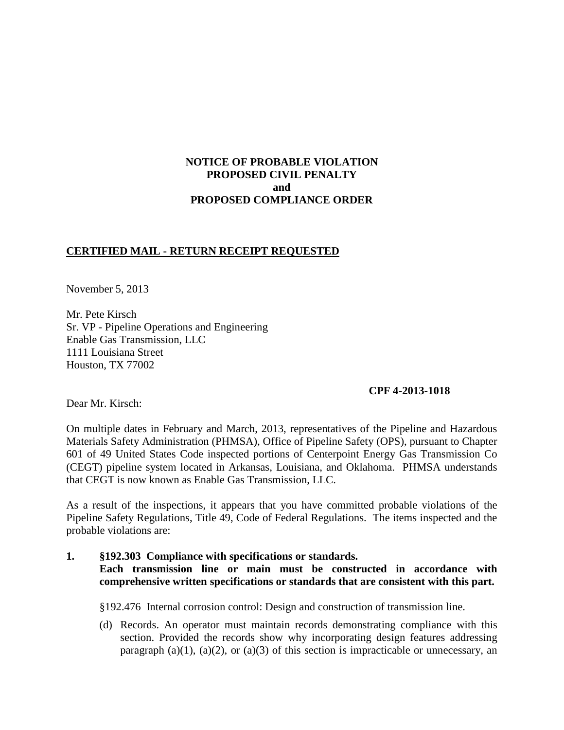**NOTICE OF PROBABLE VIOLATION**
**PROPOSED CIVIL PENALTY**
**and**
**PROPOSED COMPLIANCE ORDER**

**CERTIFIED MAIL - RETURN RECEIPT REQUESTED**

November 5, 2013

Mr. Pete Kirsch
Sr. VP - Pipeline Operations and Engineering
Enable Gas Transmission, LLC
1111 Louisiana Street
Houston, TX 77002

**CPF 4-2013-1018**

Dear Mr. Kirsch:

On multiple dates in February and March, 2013, representatives of the Pipeline and Hazardous Materials Safety Administration (PHMSA), Office of Pipeline Safety (OPS), pursuant to Chapter 601 of 49 United States Code inspected portions of Centerpoint Energy Gas Transmission Co (CEGT) pipeline system located in Arkansas, Louisiana, and Oklahoma. PHMSA understands that CEGT is now known as Enable Gas Transmission, LLC.

As a result of the inspections, it appears that you have committed probable violations of the Pipeline Safety Regulations, Title 49, Code of Federal Regulations. The items inspected and the probable violations are:

1. **§192.303 Compliance with specifications or standards.**
   **Each transmission line or main must be constructed in accordance with comprehensive written specifications or standards that are consistent with this part.**

   §192.476 Internal corrosion control: Design and construction of transmission line.

   (d) Records. An operator must maintain records demonstrating compliance with this section. Provided the records show why incorporating design features addressing paragraph (a)(1), (a)(2), or (a)(3) of this section is impracticable or unnecessary, an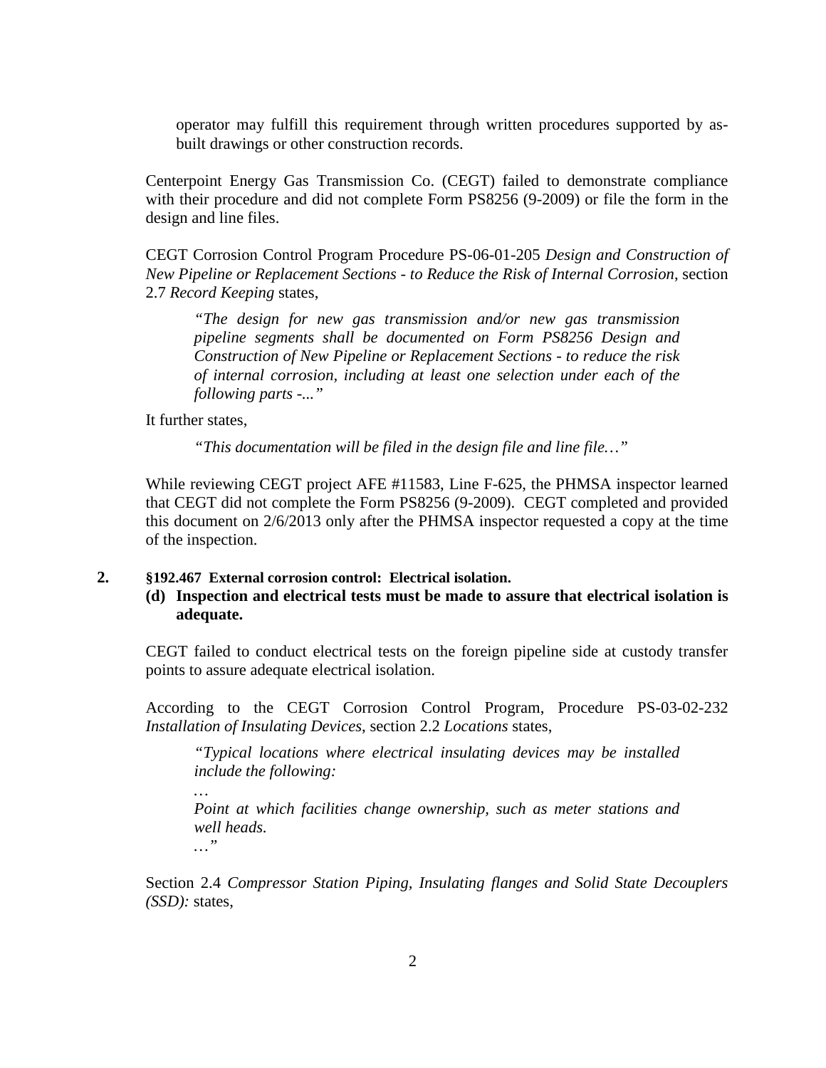operator may fulfill this requirement through written procedures supported by as-built drawings or other construction records.

Centerpoint Energy Gas Transmission Co. (CEGT) failed to demonstrate compliance with their procedure and did not complete Form PS8256 (9-2009) or file the form in the design and line files.

CEGT Corrosion Control Program Procedure PS-06-01-205 *Design and Construction of New Pipeline or Replacement Sections - to Reduce the Risk of Internal Corrosion*, section 2.7 *Record Keeping* states,

> *"The design for new gas transmission and/or new gas transmission pipeline segments shall be documented on Form PS8256 Design and Construction of New Pipeline or Replacement Sections - to reduce the risk of internal corrosion, including at least one selection under each of the following parts -..."*

It further states,

> *"This documentation will be filed in the design file and line file…"*

While reviewing CEGT project AFE #11583, Line F-625, the PHMSA inspector learned that CEGT did not complete the Form PS8256 (9-2009). CEGT completed and provided this document on 2/6/2013 only after the PHMSA inspector requested a copy at the time of the inspection.

**2. §192.467 External corrosion control: Electrical isolation.**

**(d) Inspection and electrical tests must be made to assure that electrical isolation is adequate.**

CEGT failed to conduct electrical tests on the foreign pipeline side at custody transfer points to assure adequate electrical isolation.

According to the CEGT Corrosion Control Program, Procedure PS-03-02-232 *Installation of Insulating Devices*, section 2.2 *Locations* states,

> *"Typical locations where electrical insulating devices may be installed include the following:*
>
> *…*
>
> *Point at which facilities change ownership, such as meter stations and well heads.*
>
> *…"*

Section 2.4 *Compressor Station Piping, Insulating flanges and Solid State Decouplers (SSD):* states,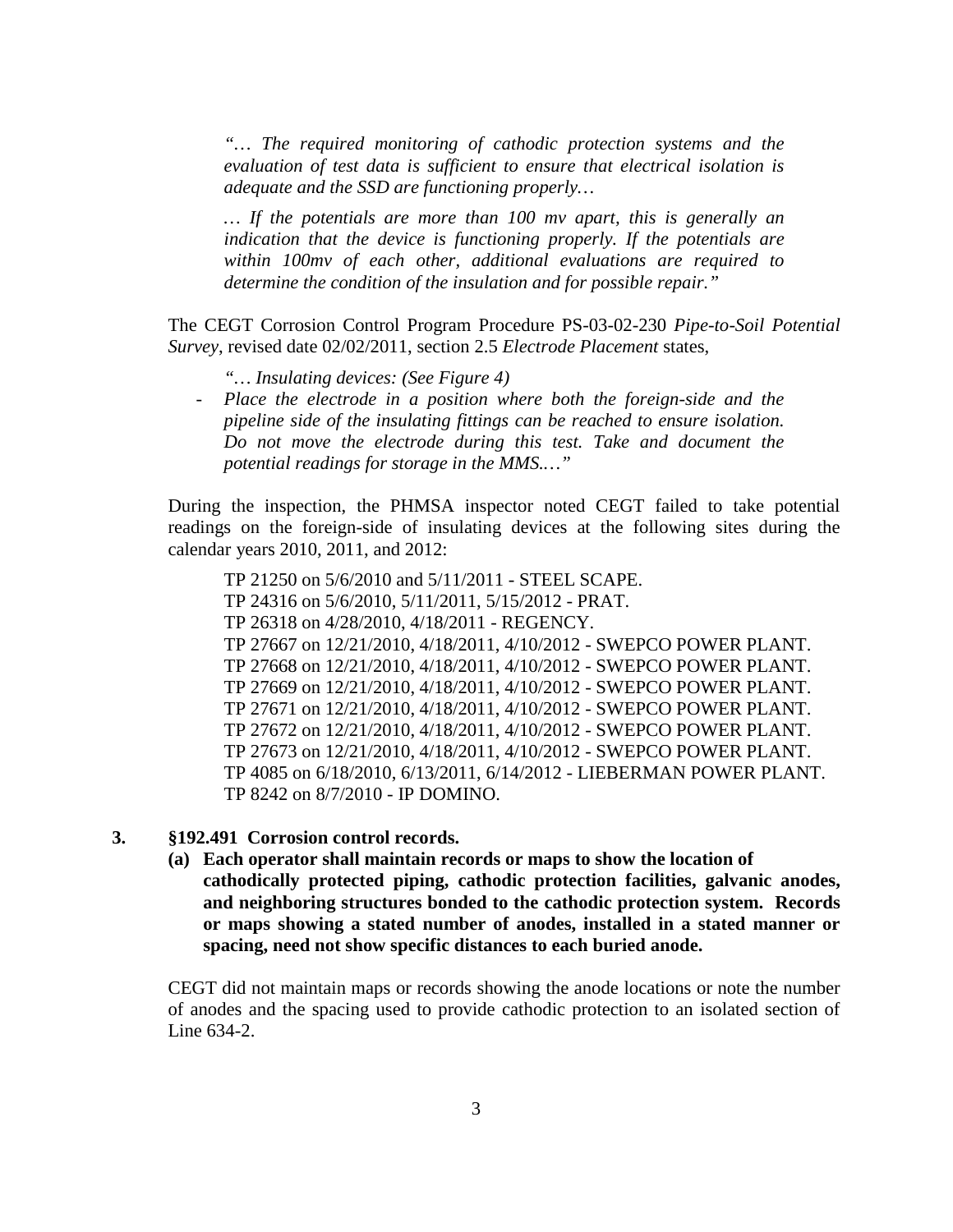*"… The required monitoring of cathodic protection systems and the evaluation of test data is sufficient to ensure that electrical isolation is adequate and the SSD are functioning properly…*

*… If the potentials are more than 100 mv apart, this is generally an indication that the device is functioning properly. If the potentials are within 100mv of each other, additional evaluations are required to determine the condition of the insulation and for possible repair."*

The CEGT Corrosion Control Program Procedure PS-03-02-230 *Pipe-to-Soil Potential Survey*, revised date 02/02/2011, section 2.5 *Electrode Placement* states,

*"… Insulating devices: (See Figure 4)*

- *Place the electrode in a position where both the foreign-side and the pipeline side of the insulating fittings can be reached to ensure isolation. Do not move the electrode during this test. Take and document the potential readings for storage in the MMS.…"*

During the inspection, the PHMSA inspector noted CEGT failed to take potential readings on the foreign-side of insulating devices at the following sites during the calendar years 2010, 2011, and 2012:

TP 21250 on 5/6/2010 and 5/11/2011 - STEEL SCAPE.
TP 24316 on 5/6/2010, 5/11/2011, 5/15/2012 - PRAT.
TP 26318 on 4/28/2010, 4/18/2011 - REGENCY.
TP 27667 on 12/21/2010, 4/18/2011, 4/10/2012 - SWEPCO POWER PLANT.
TP 27668 on 12/21/2010, 4/18/2011, 4/10/2012 - SWEPCO POWER PLANT.
TP 27669 on 12/21/2010, 4/18/2011, 4/10/2012 - SWEPCO POWER PLANT.
TP 27671 on 12/21/2010, 4/18/2011, 4/10/2012 - SWEPCO POWER PLANT.
TP 27672 on 12/21/2010, 4/18/2011, 4/10/2012 - SWEPCO POWER PLANT.
TP 27673 on 12/21/2010, 4/18/2011, 4/10/2012 - SWEPCO POWER PLANT.
TP 4085 on 6/18/2010, 6/13/2011, 6/14/2012 - LIEBERMAN POWER PLANT.
TP 8242 on 8/7/2010 - IP DOMINO.

**3. §192.491 Corrosion control records.**

**(a) Each operator shall maintain records or maps to show the location of cathodically protected piping, cathodic protection facilities, galvanic anodes, and neighboring structures bonded to the cathodic protection system. Records or maps showing a stated number of anodes, installed in a stated manner or spacing, need not show specific distances to each buried anode.**

CEGT did not maintain maps or records showing the anode locations or note the number of anodes and the spacing used to provide cathodic protection to an isolated section of Line 634-2.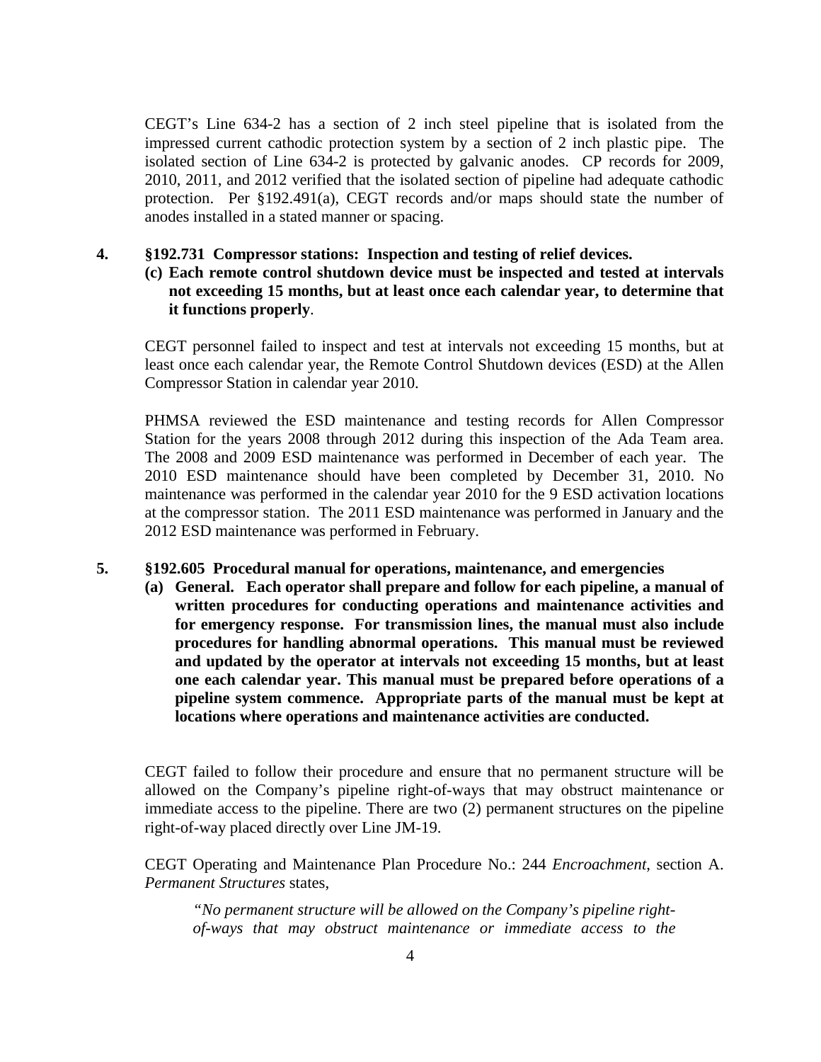CEGT's Line 634-2 has a section of 2 inch steel pipeline that is isolated from the impressed current cathodic protection system by a section of 2 inch plastic pipe. The isolated section of Line 634-2 is protected by galvanic anodes. CP records for 2009, 2010, 2011, and 2012 verified that the isolated section of pipeline had adequate cathodic protection. Per §192.491(a), CEGT records and/or maps should state the number of anodes installed in a stated manner or spacing.

**4. §192.731 Compressor stations: Inspection and testing of relief devices.**

**(c) Each remote control shutdown device must be inspected and tested at intervals not exceeding 15 months, but at least once each calendar year, to determine that it functions properly**.

CEGT personnel failed to inspect and test at intervals not exceeding 15 months, but at least once each calendar year, the Remote Control Shutdown devices (ESD) at the Allen Compressor Station in calendar year 2010.

PHMSA reviewed the ESD maintenance and testing records for Allen Compressor Station for the years 2008 through 2012 during this inspection of the Ada Team area. The 2008 and 2009 ESD maintenance was performed in December of each year. The 2010 ESD maintenance should have been completed by December 31, 2010. No maintenance was performed in the calendar year 2010 for the 9 ESD activation locations at the compressor station. The 2011 ESD maintenance was performed in January and the 2012 ESD maintenance was performed in February.

**5. §192.605 Procedural manual for operations, maintenance, and emergencies**

**(a) General. Each operator shall prepare and follow for each pipeline, a manual of written procedures for conducting operations and maintenance activities and for emergency response. For transmission lines, the manual must also include procedures for handling abnormal operations. This manual must be reviewed and updated by the operator at intervals not exceeding 15 months, but at least one each calendar year. This manual must be prepared before operations of a pipeline system commence. Appropriate parts of the manual must be kept at locations where operations and maintenance activities are conducted.**

CEGT failed to follow their procedure and ensure that no permanent structure will be allowed on the Company's pipeline right-of-ways that may obstruct maintenance or immediate access to the pipeline. There are two (2) permanent structures on the pipeline right-of-way placed directly over Line JM-19.

CEGT Operating and Maintenance Plan Procedure No.: 244 *Encroachment*, section A. *Permanent Structures* states,

> *"No permanent structure will be allowed on the Company's pipeline right-of-ways that may obstruct maintenance or immediate access to the*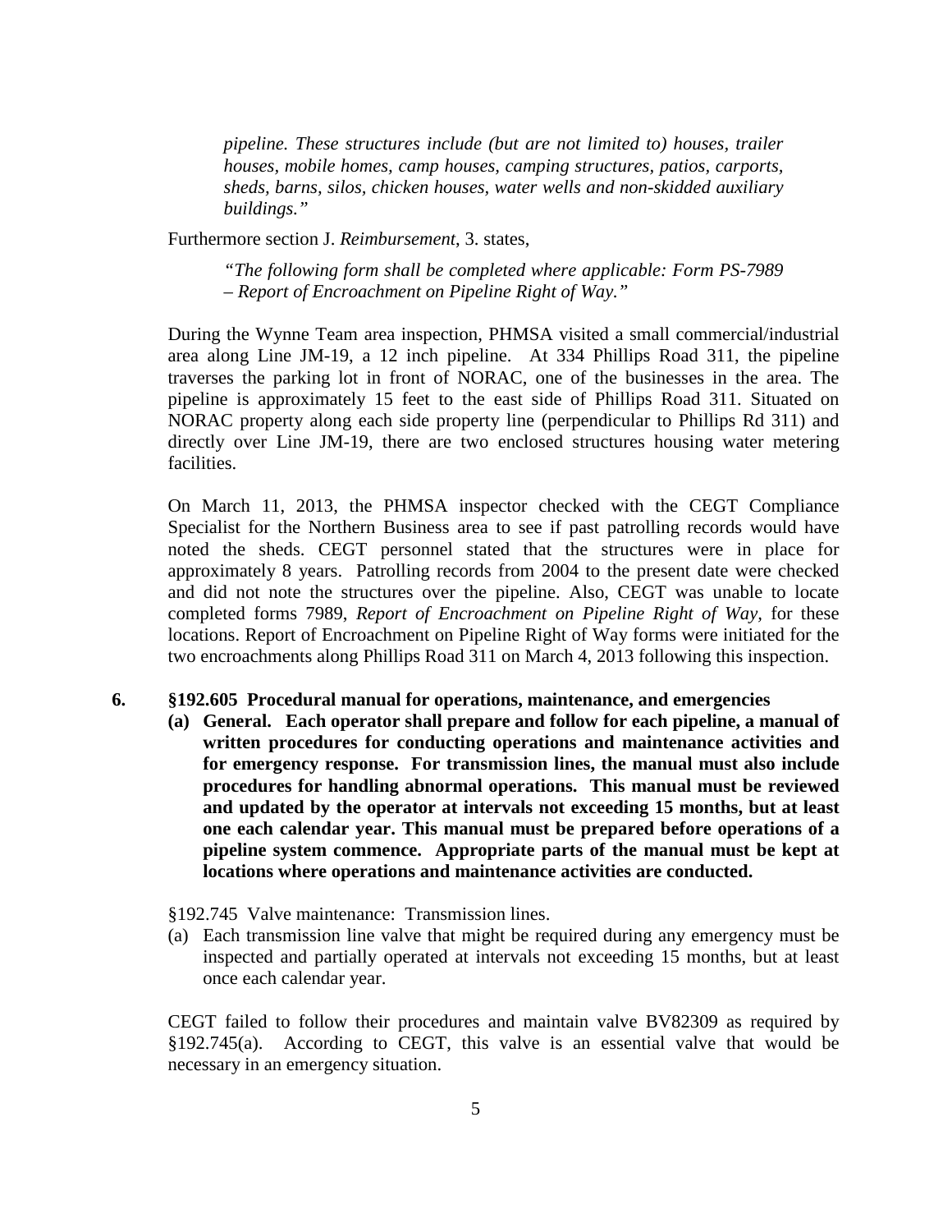*pipeline. These structures include (but are not limited to) houses, trailer houses, mobile homes, camp houses, camping structures, patios, carports, sheds, barns, silos, chicken houses, water wells and non-skidded auxiliary buildings."*

Furthermore section J. *Reimbursement*, 3. states,

*"The following form shall be completed where applicable: Form PS-7989 – Report of Encroachment on Pipeline Right of Way."*

During the Wynne Team area inspection, PHMSA visited a small commercial/industrial area along Line JM-19, a 12 inch pipeline. At 334 Phillips Road 311, the pipeline traverses the parking lot in front of NORAC, one of the businesses in the area. The pipeline is approximately 15 feet to the east side of Phillips Road 311. Situated on NORAC property along each side property line (perpendicular to Phillips Rd 311) and directly over Line JM-19, there are two enclosed structures housing water metering facilities.

On March 11, 2013, the PHMSA inspector checked with the CEGT Compliance Specialist for the Northern Business area to see if past patrolling records would have noted the sheds. CEGT personnel stated that the structures were in place for approximately 8 years. Patrolling records from 2004 to the present date were checked and did not note the structures over the pipeline. Also, CEGT was unable to locate completed forms 7989, *Report of Encroachment on Pipeline Right of Way*, for these locations. Report of Encroachment on Pipeline Right of Way forms were initiated for the two encroachments along Phillips Road 311 on March 4, 2013 following this inspection.

**6. §192.605 Procedural manual for operations, maintenance, and emergencies**

**(a) General. Each operator shall prepare and follow for each pipeline, a manual of written procedures for conducting operations and maintenance activities and for emergency response. For transmission lines, the manual must also include procedures for handling abnormal operations. This manual must be reviewed and updated by the operator at intervals not exceeding 15 months, but at least one each calendar year. This manual must be prepared before operations of a pipeline system commence. Appropriate parts of the manual must be kept at locations where operations and maintenance activities are conducted.**

§192.745 Valve maintenance: Transmission lines.

(a) Each transmission line valve that might be required during any emergency must be inspected and partially operated at intervals not exceeding 15 months, but at least once each calendar year.

CEGT failed to follow their procedures and maintain valve BV82309 as required by §192.745(a). According to CEGT, this valve is an essential valve that would be necessary in an emergency situation.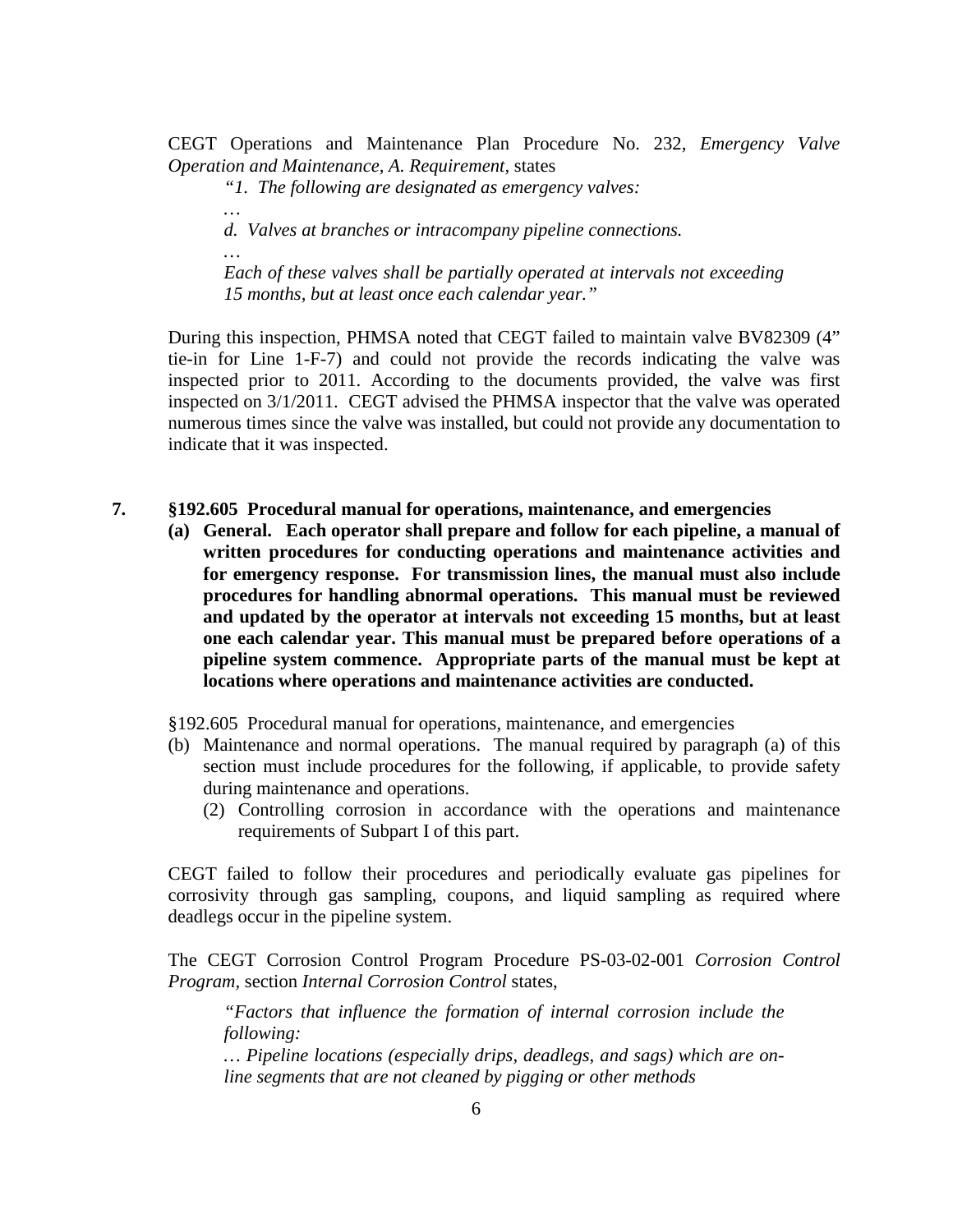CEGT Operations and Maintenance Plan Procedure No. 232, *Emergency Valve Operation and Maintenance, A. Requirement*, states

> *"1. The following are designated as emergency valves:*
>
> *…*
>
> *d. Valves at branches or intracompany pipeline connections.*
>
> *…*
>
> *Each of these valves shall be partially operated at intervals not exceeding 15 months, but at least once each calendar year."*

During this inspection, PHMSA noted that CEGT failed to maintain valve BV82309 (4" tie-in for Line 1-F-7) and could not provide the records indicating the valve was inspected prior to 2011. According to the documents provided, the valve was first inspected on 3/1/2011. CEGT advised the PHMSA inspector that the valve was operated numerous times since the valve was installed, but could not provide any documentation to indicate that it was inspected.

**7. §192.605 Procedural manual for operations, maintenance, and emergencies**

**(a) General. Each operator shall prepare and follow for each pipeline, a manual of written procedures for conducting operations and maintenance activities and for emergency response. For transmission lines, the manual must also include procedures for handling abnormal operations. This manual must be reviewed and updated by the operator at intervals not exceeding 15 months, but at least one each calendar year. This manual must be prepared before operations of a pipeline system commence. Appropriate parts of the manual must be kept at locations where operations and maintenance activities are conducted.**

§192.605 Procedural manual for operations, maintenance, and emergencies

(b) Maintenance and normal operations. The manual required by paragraph (a) of this section must include procedures for the following, if applicable, to provide safety during maintenance and operations.

(2) Controlling corrosion in accordance with the operations and maintenance requirements of Subpart I of this part.

CEGT failed to follow their procedures and periodically evaluate gas pipelines for corrosivity through gas sampling, coupons, and liquid sampling as required where deadlegs occur in the pipeline system.

The CEGT Corrosion Control Program Procedure PS-03-02-001 *Corrosion Control Program*, section *Internal Corrosion Control* states,

> *"Factors that influence the formation of internal corrosion include the following:*
>
> *… Pipeline locations (especially drips, deadlegs, and sags) which are on-line segments that are not cleaned by pigging or other methods*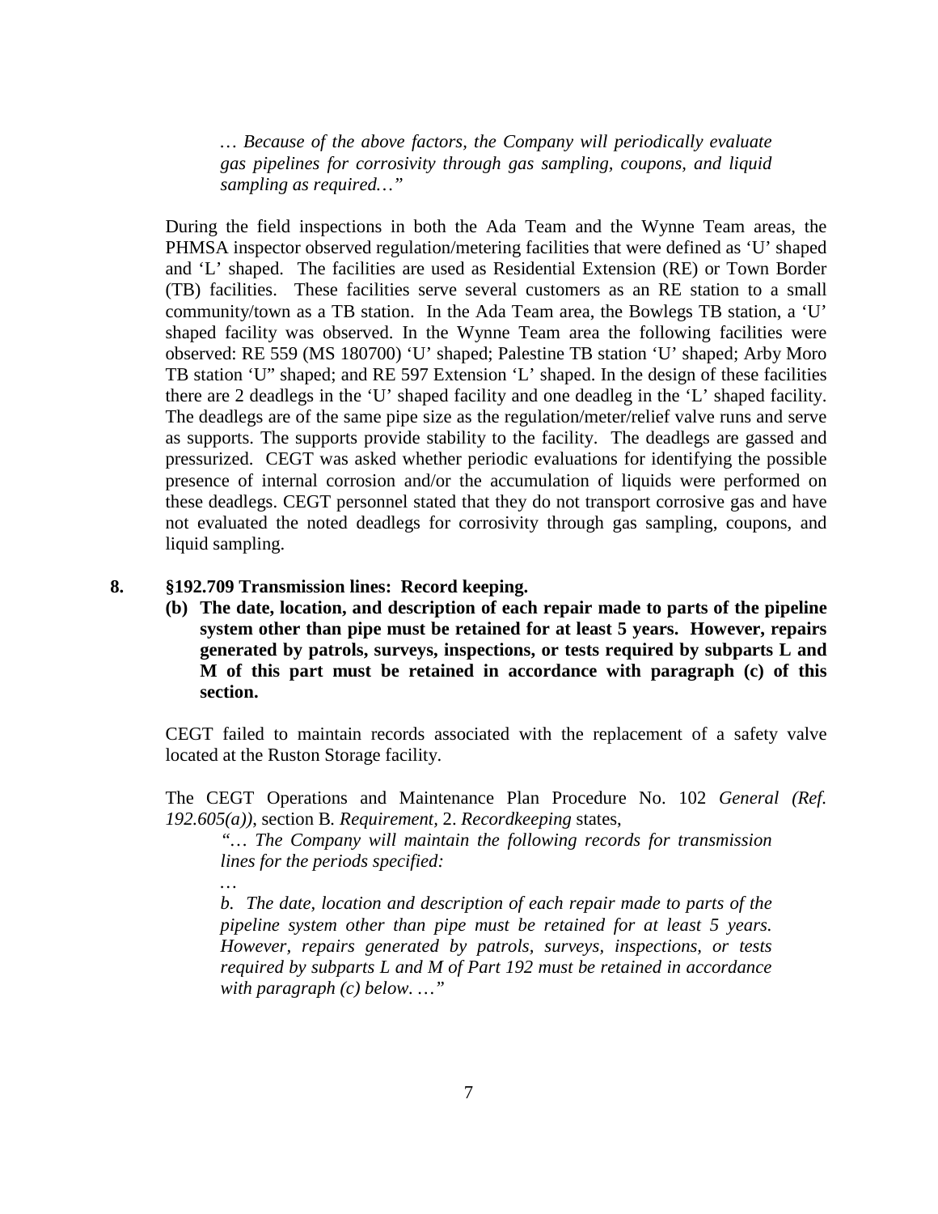> *… Because of the above factors, the Company will periodically evaluate gas pipelines for corrosivity through gas sampling, coupons, and liquid sampling as required…"*

During the field inspections in both the Ada Team and the Wynne Team areas, the PHMSA inspector observed regulation/metering facilities that were defined as 'U' shaped and 'L' shaped. The facilities are used as Residential Extension (RE) or Town Border (TB) facilities. These facilities serve several customers as an RE station to a small community/town as a TB station. In the Ada Team area, the Bowlegs TB station, a 'U' shaped facility was observed. In the Wynne Team area the following facilities were observed: RE 559 (MS 180700) 'U' shaped; Palestine TB station 'U' shaped; Arby Moro TB station 'U" shaped; and RE 597 Extension 'L' shaped. In the design of these facilities there are 2 deadlegs in the 'U' shaped facility and one deadleg in the 'L' shaped facility. The deadlegs are of the same pipe size as the regulation/meter/relief valve runs and serve as supports. The supports provide stability to the facility. The deadlegs are gassed and pressurized. CEGT was asked whether periodic evaluations for identifying the possible presence of internal corrosion and/or the accumulation of liquids were performed on these deadlegs. CEGT personnel stated that they do not transport corrosive gas and have not evaluated the noted deadlegs for corrosivity through gas sampling, coupons, and liquid sampling.

**8. §192.709 Transmission lines: Record keeping.**

**(b) The date, location, and description of each repair made to parts of the pipeline system other than pipe must be retained for at least 5 years. However, repairs generated by patrols, surveys, inspections, or tests required by subparts L and M of this part must be retained in accordance with paragraph (c) of this section.**

CEGT failed to maintain records associated with the replacement of a safety valve located at the Ruston Storage facility.

The CEGT Operations and Maintenance Plan Procedure No. 102 *General (Ref. 192.605(a))*, section B. *Requirement*, 2. *Recordkeeping* states,

> *"… The Company will maintain the following records for transmission lines for the periods specified:*
>
> *…*
>
> *b. The date, location and description of each repair made to parts of the pipeline system other than pipe must be retained for at least 5 years. However, repairs generated by patrols, surveys, inspections, or tests required by subparts L and M of Part 192 must be retained in accordance with paragraph (c) below. …"*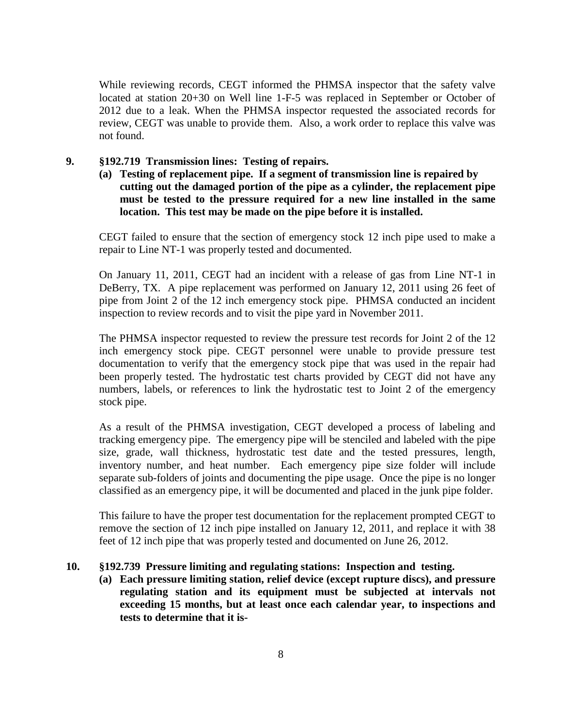While reviewing records, CEGT informed the PHMSA inspector that the safety valve located at station 20+30 on Well line 1-F-5 was replaced in September or October of 2012 due to a leak. When the PHMSA inspector requested the associated records for review, CEGT was unable to provide them. Also, a work order to replace this valve was not found.

**9. §192.719 Transmission lines: Testing of repairs.**

**(a) Testing of replacement pipe. If a segment of transmission line is repaired by cutting out the damaged portion of the pipe as a cylinder, the replacement pipe must be tested to the pressure required for a new line installed in the same location. This test may be made on the pipe before it is installed.**

CEGT failed to ensure that the section of emergency stock 12 inch pipe used to make a repair to Line NT-1 was properly tested and documented.

On January 11, 2011, CEGT had an incident with a release of gas from Line NT-1 in DeBerry, TX. A pipe replacement was performed on January 12, 2011 using 26 feet of pipe from Joint 2 of the 12 inch emergency stock pipe. PHMSA conducted an incident inspection to review records and to visit the pipe yard in November 2011.

The PHMSA inspector requested to review the pressure test records for Joint 2 of the 12 inch emergency stock pipe. CEGT personnel were unable to provide pressure test documentation to verify that the emergency stock pipe that was used in the repair had been properly tested. The hydrostatic test charts provided by CEGT did not have any numbers, labels, or references to link the hydrostatic test to Joint 2 of the emergency stock pipe.

As a result of the PHMSA investigation, CEGT developed a process of labeling and tracking emergency pipe. The emergency pipe will be stenciled and labeled with the pipe size, grade, wall thickness, hydrostatic test date and the tested pressures, length, inventory number, and heat number. Each emergency pipe size folder will include separate sub-folders of joints and documenting the pipe usage. Once the pipe is no longer classified as an emergency pipe, it will be documented and placed in the junk pipe folder.

This failure to have the proper test documentation for the replacement prompted CEGT to remove the section of 12 inch pipe installed on January 12, 2011, and replace it with 38 feet of 12 inch pipe that was properly tested and documented on June 26, 2012.

**10. §192.739 Pressure limiting and regulating stations: Inspection and testing.**

**(a) Each pressure limiting station, relief device (except rupture discs), and pressure regulating station and its equipment must be subjected at intervals not exceeding 15 months, but at least once each calendar year, to inspections and tests to determine that it is-**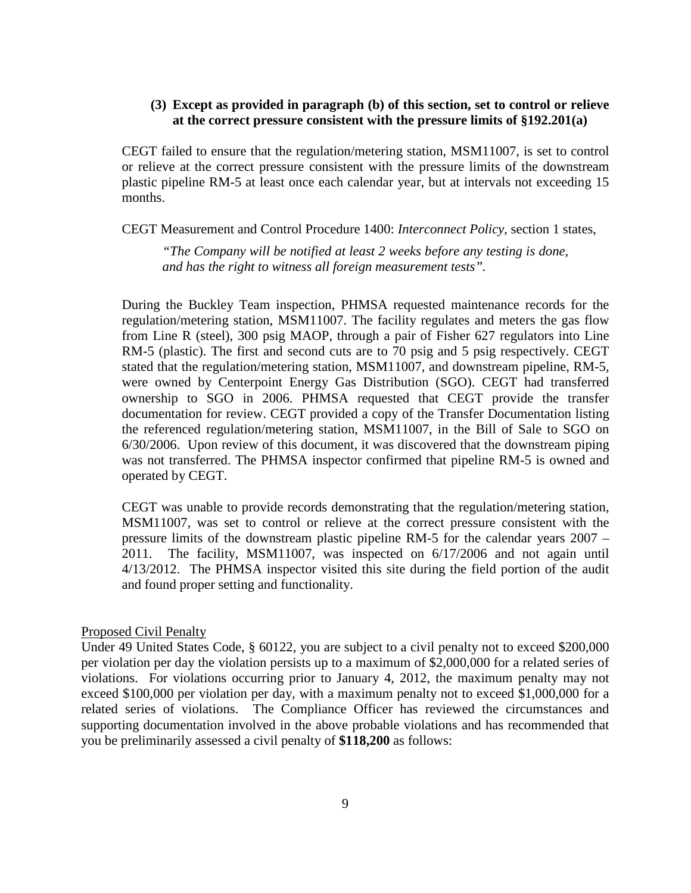**(3) Except as provided in paragraph (b) of this section, set to control or relieve at the correct pressure consistent with the pressure limits of §192.201(a)**

CEGT failed to ensure that the regulation/metering station, MSM11007, is set to control or relieve at the correct pressure consistent with the pressure limits of the downstream plastic pipeline RM-5 at least once each calendar year, but at intervals not exceeding 15 months.

CEGT Measurement and Control Procedure 1400: *Interconnect Policy*, section 1 states,

> *"The Company will be notified at least 2 weeks before any testing is done, and has the right to witness all foreign measurement tests".*

During the Buckley Team inspection, PHMSA requested maintenance records for the regulation/metering station, MSM11007. The facility regulates and meters the gas flow from Line R (steel), 300 psig MAOP, through a pair of Fisher 627 regulators into Line RM-5 (plastic). The first and second cuts are to 70 psig and 5 psig respectively. CEGT stated that the regulation/metering station, MSM11007, and downstream pipeline, RM-5, were owned by Centerpoint Energy Gas Distribution (SGO). CEGT had transferred ownership to SGO in 2006. PHMSA requested that CEGT provide the transfer documentation for review. CEGT provided a copy of the Transfer Documentation listing the referenced regulation/metering station, MSM11007, in the Bill of Sale to SGO on 6/30/2006. Upon review of this document, it was discovered that the downstream piping was not transferred. The PHMSA inspector confirmed that pipeline RM-5 is owned and operated by CEGT.

CEGT was unable to provide records demonstrating that the regulation/metering station, MSM11007, was set to control or relieve at the correct pressure consistent with the pressure limits of the downstream plastic pipeline RM-5 for the calendar years 2007 – 2011. The facility, MSM11007, was inspected on 6/17/2006 and not again until 4/13/2012. The PHMSA inspector visited this site during the field portion of the audit and found proper setting and functionality.

Proposed Civil Penalty

Under 49 United States Code, § 60122, you are subject to a civil penalty not to exceed $200,000 per violation per day the violation persists up to a maximum of $2,000,000 for a related series of violations. For violations occurring prior to January 4, 2012, the maximum penalty may not exceed $100,000 per violation per day, with a maximum penalty not to exceed $1,000,000 for a related series of violations. The Compliance Officer has reviewed the circumstances and supporting documentation involved in the above probable violations and has recommended that you be preliminarily assessed a civil penalty of **$118,200** as follows: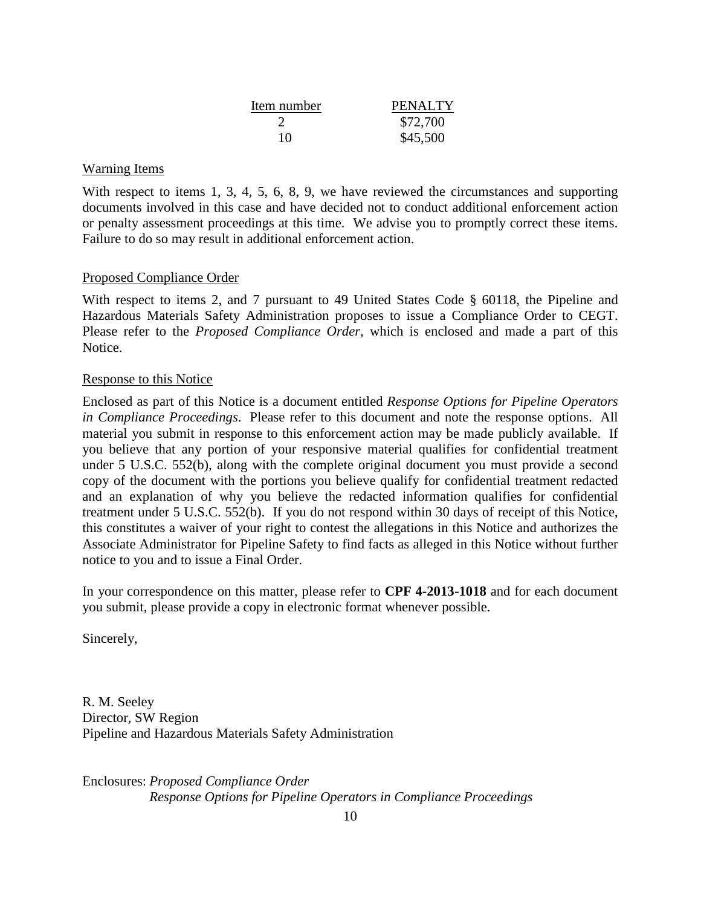| Item number | PENALTY |
|---|---|
| 2 | $72,700 |
| 10 | $45,500 |

Warning Items

With respect to items 1, 3, 4, 5, 6, 8, 9, we have reviewed the circumstances and supporting documents involved in this case and have decided not to conduct additional enforcement action or penalty assessment proceedings at this time. We advise you to promptly correct these items. Failure to do so may result in additional enforcement action.

Proposed Compliance Order

With respect to items 2, and 7 pursuant to 49 United States Code § 60118, the Pipeline and Hazardous Materials Safety Administration proposes to issue a Compliance Order to CEGT. Please refer to the *Proposed Compliance Order*, which is enclosed and made a part of this Notice.

Response to this Notice

Enclosed as part of this Notice is a document entitled *Response Options for Pipeline Operators in Compliance Proceedings*. Please refer to this document and note the response options. All material you submit in response to this enforcement action may be made publicly available. If you believe that any portion of your responsive material qualifies for confidential treatment under 5 U.S.C. 552(b), along with the complete original document you must provide a second copy of the document with the portions you believe qualify for confidential treatment redacted and an explanation of why you believe the redacted information qualifies for confidential treatment under 5 U.S.C. 552(b). If you do not respond within 30 days of receipt of this Notice, this constitutes a waiver of your right to contest the allegations in this Notice and authorizes the Associate Administrator for Pipeline Safety to find facts as alleged in this Notice without further notice to you and to issue a Final Order.

In your correspondence on this matter, please refer to **CPF 4-2013-1018** and for each document you submit, please provide a copy in electronic format whenever possible.

Sincerely,

R. M. Seeley
Director, SW Region
Pipeline and Hazardous Materials Safety Administration

Enclosures: *Proposed Compliance Order*
*Response Options for Pipeline Operators in Compliance Proceedings*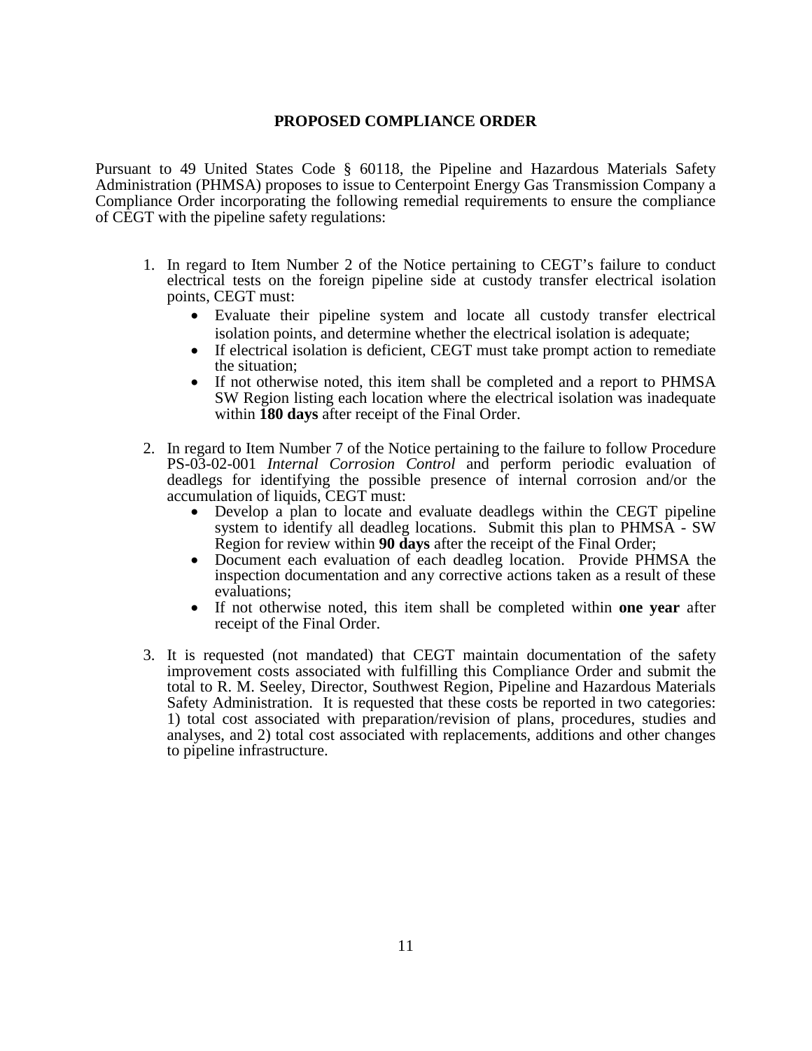**PROPOSED COMPLIANCE ORDER**

Pursuant to 49 United States Code § 60118, the Pipeline and Hazardous Materials Safety Administration (PHMSA) proposes to issue to Centerpoint Energy Gas Transmission Company a Compliance Order incorporating the following remedial requirements to ensure the compliance of CEGT with the pipeline safety regulations:

1. In regard to Item Number 2 of the Notice pertaining to CEGT's failure to conduct electrical tests on the foreign pipeline side at custody transfer electrical isolation points, CEGT must:
   - Evaluate their pipeline system and locate all custody transfer electrical isolation points, and determine whether the electrical isolation is adequate;
   - If electrical isolation is deficient, CEGT must take prompt action to remediate the situation;
   - If not otherwise noted, this item shall be completed and a report to PHMSA SW Region listing each location where the electrical isolation was inadequate within **180 days** after receipt of the Final Order.

2. In regard to Item Number 7 of the Notice pertaining to the failure to follow Procedure PS-03-02-001 *Internal Corrosion Control* and perform periodic evaluation of deadlegs for identifying the possible presence of internal corrosion and/or the accumulation of liquids, CEGT must:
   - Develop a plan to locate and evaluate deadlegs within the CEGT pipeline system to identify all deadleg locations. Submit this plan to PHMSA - SW Region for review within **90 days** after the receipt of the Final Order;
   - Document each evaluation of each deadleg location. Provide PHMSA the inspection documentation and any corrective actions taken as a result of these evaluations;
   - If not otherwise noted, this item shall be completed within **one year** after receipt of the Final Order.

3. It is requested (not mandated) that CEGT maintain documentation of the safety improvement costs associated with fulfilling this Compliance Order and submit the total to R. M. Seeley, Director, Southwest Region, Pipeline and Hazardous Materials Safety Administration. It is requested that these costs be reported in two categories: 1) total cost associated with preparation/revision of plans, procedures, studies and analyses, and 2) total cost associated with replacements, additions and other changes to pipeline infrastructure.